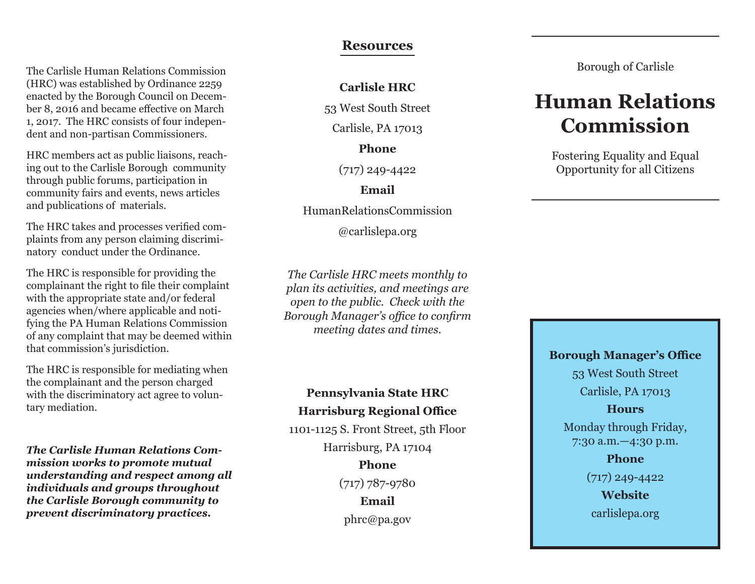The Carlisle Human Relations Commission (HRC) was established by Ordinance 2259 enacted by the Borough Council on December 8, 2016 and became effective on March 1, 2017. The HRC consists of four independent and non-partisan Commissioners.

HRC members act as public liaisons, reaching out to the Carlisle Borough community through public forums, participation in community fairs and events, news articles and publications of materials.

The HRC takes and processes verified complaints from any person claiming discriminatory conduct under the Ordinance.

The HRC is responsible for providing the complainant the right to file their complaint with the appropriate state and/or federal agencies when/where applicable and notifying the PA Human Relations Commission of any complaint that may be deemed within that commission's jurisdiction.

The HRC is responsible for mediating when the complainant and the person charged with the discriminatory act agree to voluntary mediation.

***The Carlisle Human Relations Commission works to promote mutual understanding and respect among all individuals and groups throughout the Carlisle Borough community to prevent discriminatory practices.***

## Resources

**Carlisle HRC**

53 West South Street

Carlisle, PA 17013

**Phone**

(717) 249-4422

**Email**

HumanRelationsCommission@carlislepa.org

*The Carlisle HRC meets monthly to plan its activities, and meetings are open to the public. Check with the Borough Manager's office to confirm meeting dates and times.*

**Pennsylvania State HRC**

**Harrisburg Regional Office**

1101-1125 S. Front Street, 5th Floor

Harrisburg, PA 17104

**Phone**

(717) 787-9780

**Email**

phrc@pa.gov

Borough of Carlisle

# Human Relations Commission

Fostering Equality and Equal Opportunity for all Citizens

**Borough Manager's Office**

53 West South Street

Carlisle, PA 17013

**Hours**

Monday through Friday, 7:30 a.m.—4:30 p.m.

**Phone**

(717) 249-4422

**Website**

carlislepa.org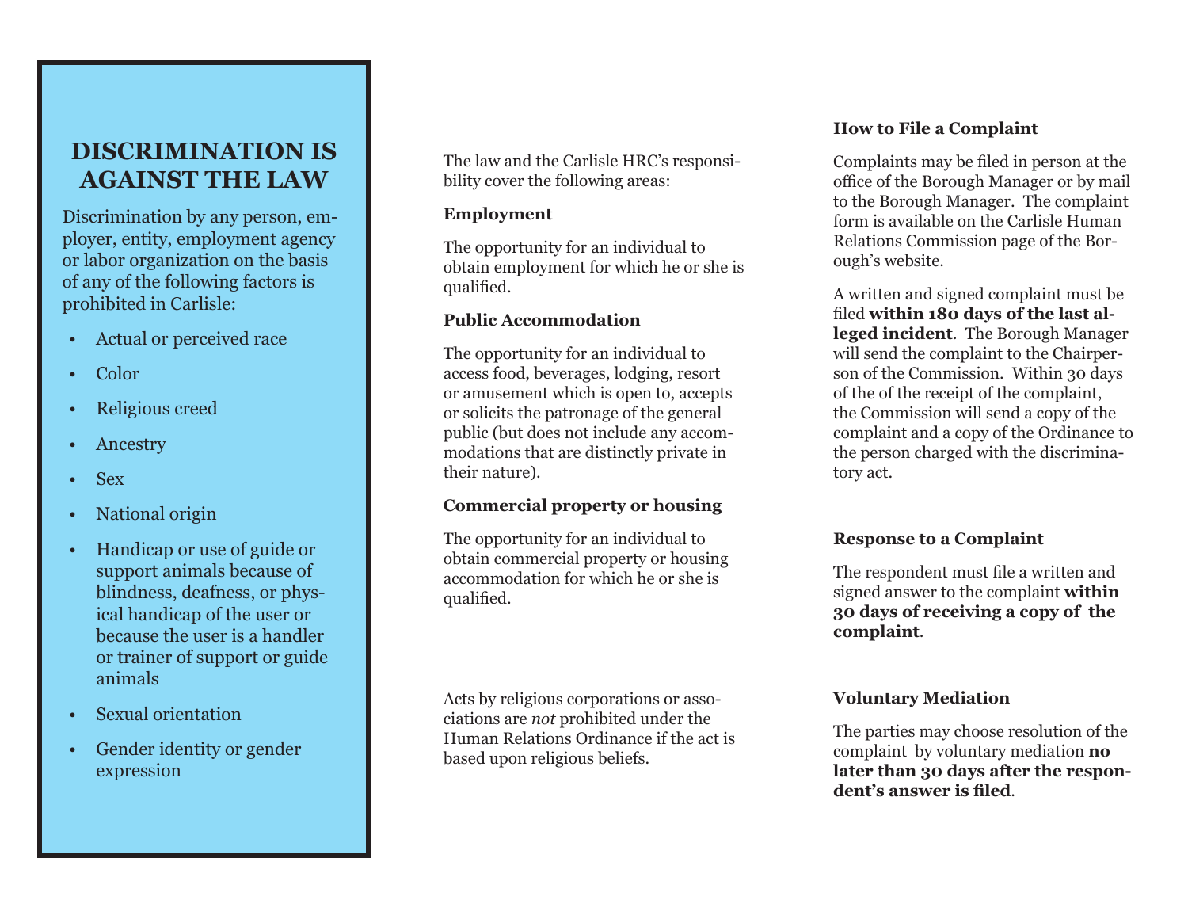## DISCRIMINATION IS AGAINST THE LAW

Discrimination by any person, employer, entity, employment agency or labor organization on the basis of any of the following factors is prohibited in Carlisle:

- Actual or perceived race
- Color
- Religious creed
- Ancestry
- Sex
- National origin
- Handicap or use of guide or support animals because of blindness, deafness, or physical handicap of the user or because the user is a handler or trainer of support or guide animals
- Sexual orientation
- Gender identity or gender expression

The law and the Carlisle HRC's responsibility cover the following areas:

**Employment**

The opportunity for an individual to obtain employment for which he or she is qualified.

**Public Accommodation**

The opportunity for an individual to access food, beverages, lodging, resort or amusement which is open to, accepts or solicits the patronage of the general public (but does not include any accommodations that are distinctly private in their nature).

**Commercial property or housing**

The opportunity for an individual to obtain commercial property or housing accommodation for which he or she is qualified.

Acts by religious corporations or associations are *not* prohibited under the Human Relations Ordinance if the act is based upon religious beliefs.

**How to File a Complaint**

Complaints may be filed in person at the office of the Borough Manager or by mail to the Borough Manager. The complaint form is available on the Carlisle Human Relations Commission page of the Borough's website.

A written and signed complaint must be filed **within 180 days of the last alleged incident**. The Borough Manager will send the complaint to the Chairperson of the Commission. Within 30 days of the of the receipt of the complaint, the Commission will send a copy of the complaint and a copy of the Ordinance to the person charged with the discriminatory act.

**Response to a Complaint**

The respondent must file a written and signed answer to the complaint **within 30 days of receiving a copy of the complaint**.

**Voluntary Mediation**

The parties may choose resolution of the complaint by voluntary mediation **no later than 30 days after the respondent's answer is filed**.